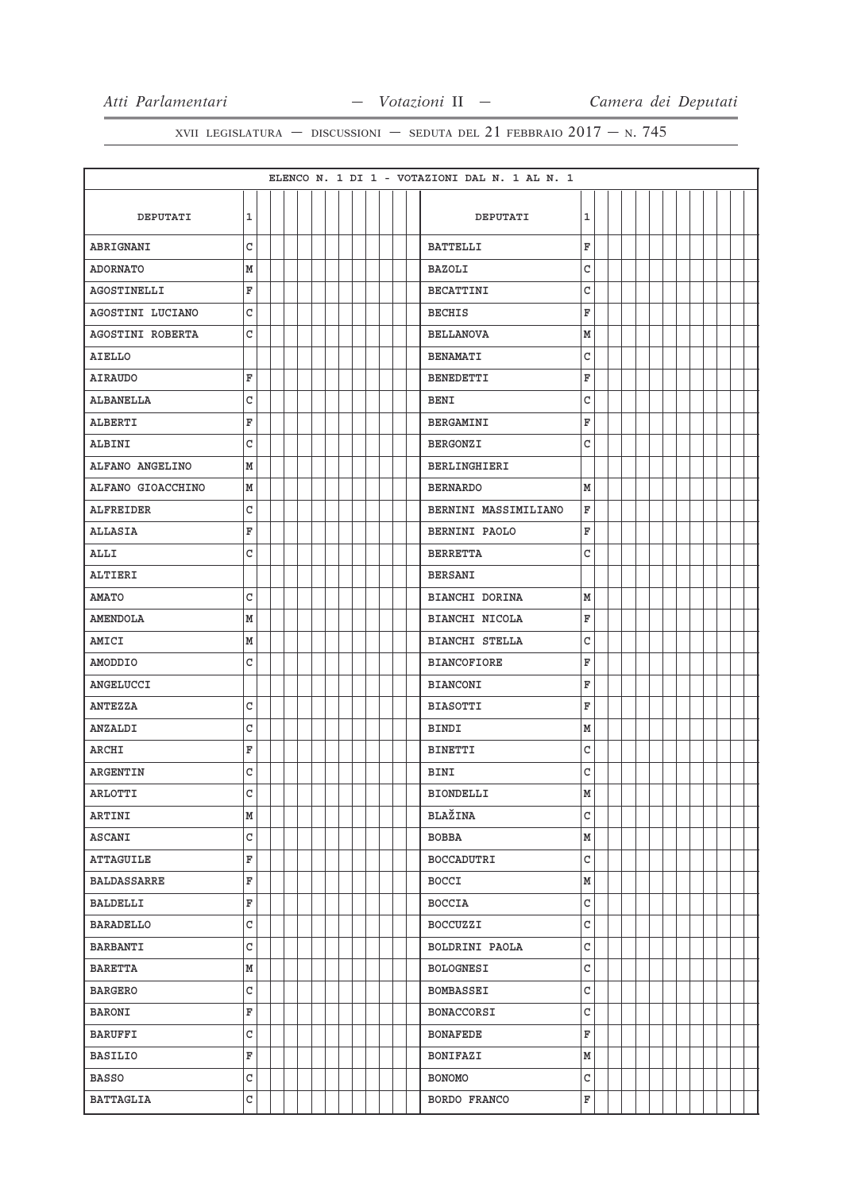ELENCO N. 1 DI 1 - VOTAZIONI DAL N. 1 AL N. 1

| DEPUTATI | 1 | DEPUTATI | 1 |
|---|---|---|---|
| ABRIGNANI | C | BATTELLI | F |
| ADORNATO | M | BAZOLI | C |
| AGOSTINELLI | F | BECATTINI | C |
| AGOSTINI LUCIANO | C | BECHIS | F |
| AGOSTINI ROBERTA | C | BELLANOVA | M |
| AIELLO | | BENAMATI | C |
| AIRAUDO | F | BENEDETTI | F |
| ALBANELLA | C | BENI | C |
| ALBERTI | F | BERGAMINI | F |
| ALBINI | C | BERGONZI | C |
| ALFANO ANGELINO | M | BERLINGHIERI | |
| ALFANO GIOACCHINO | M | BERNARDO | M |
| ALFREIDER | C | BERNINI MASSIMILIANO | F |
| ALLASIA | F | BERNINI PAOLO | F |
| ALLI | C | BERRETTA | C |
| ALTIERI | | BERSANI | |
| AMATO | C | BIANCHI DORINA | M |
| AMENDOLA | M | BIANCHI NICOLA | F |
| AMICI | M | BIANCHI STELLA | C |
| AMODDIO | C | BIANCOFIORE | F |
| ANGELUCCI | | BIANCONI | F |
| ANTEZZA | C | BIASOTTI | F |
| ANZALDI | C | BINDI | M |
| ARCHI | F | BINETTI | C |
| ARGENTIN | C | BINI | C |
| ARLOTTI | C | BIONDELLI | M |
| ARTINI | M | BLAŽINA | C |
| ASCANI | C | BOBBA | M |
| ATTAGUILE | F | BOCCADUTRI | C |
| BALDASSARRE | F | BOCCI | M |
| BALDELLI | F | BOCCIA | C |
| BARADELLO | C | BOCCUZZI | C |
| BARBANTI | C | BOLDRINI PAOLA | C |
| BARETTA | M | BOLOGNESI | C |
| BARGERO | C | BOMBASSEI | C |
| BARONI | F | BONACCORSI | C |
| BARUFFI | C | BONAFEDE | F |
| BASILIO | F | BONIFAZI | M |
| BASSO | C | BONOMO | C |
| BATTAGLIA | C | BORDO FRANCO | F |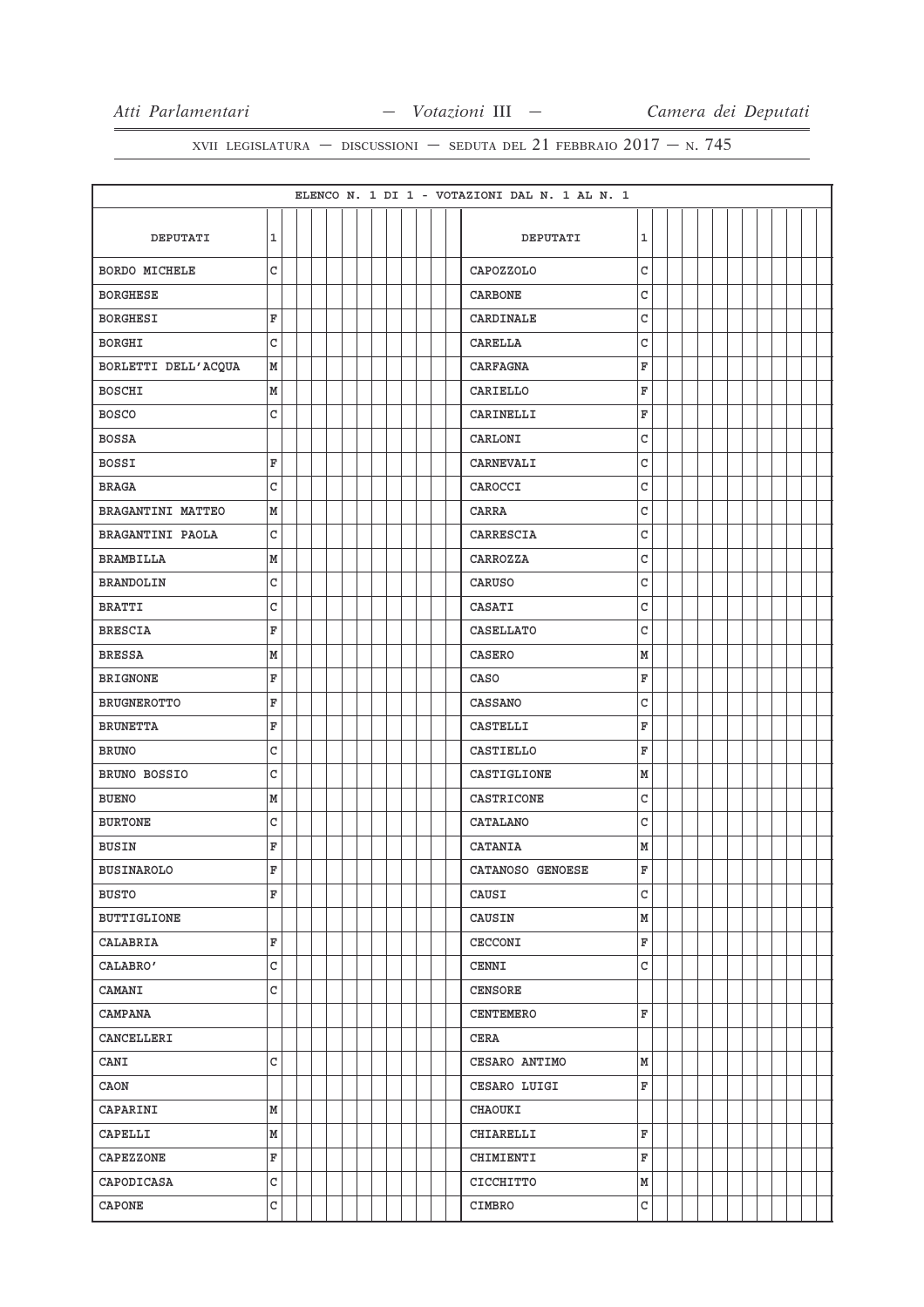ELENCO N. 1 DI 1 - VOTAZIONI DAL N. 1 AL N. 1

| DEPUTATI | 1 | DEPUTATI | 1 |
|---|---|---|---|
| BORDO MICHELE | C | CAPOZZOLO | C |
| BORGHESE | | CARBONE | C |
| BORGHESI | F | CARDINALE | C |
| BORGHI | C | CARELLA | C |
| BORLETTI DELL'ACQUA | M | CARFAGNA | F |
| BOSCHI | M | CARIELLO | F |
| BOSCO | C | CARINELLI | F |
| BOSSA | | CARLONI | C |
| BOSSI | F | CARNEVALI | C |
| BRAGA | C | CAROCCI | C |
| BRAGANTINI MATTEO | M | CARRA | C |
| BRAGANTINI PAOLA | C | CARRESCIA | C |
| BRAMBILLA | M | CARROZZA | C |
| BRANDOLIN | C | CARUSO | C |
| BRATTI | C | CASATI | C |
| BRESCIA | F | CASELLATO | C |
| BRESSA | M | CASERO | M |
| BRIGNONE | F | CASO | F |
| BRUGNEROTTO | F | CASSANO | C |
| BRUNETTA | F | CASTELLI | F |
| BRUNO | C | CASTIELLO | F |
| BRUNO BOSSIO | C | CASTIGLIONE | M |
| BUENO | M | CASTRICONE | C |
| BURTONE | C | CATALANO | C |
| BUSIN | F | CATANIA | M |
| BUSINAROLO | F | CATANOSO GENOESE | F |
| BUSTO | F | CAUSI | C |
| BUTTIGLIONE | | CAUSIN | M |
| CALABRIA | F | CECCONI | F |
| CALABRO' | C | CENNI | C |
| CAMANI | C | CENSORE | |
| CAMPANA | | CENTEMERO | F |
| CANCELLERI | | CERA | |
| CANI | C | CESARO ANTIMO | M |
| CAON | | CESARO LUIGI | F |
| CAPARINI | M | CHAOUKI | |
| CAPELLI | M | CHIARELLI | F |
| CAPEZZONE | F | CHIMIENTI | F |
| CAPODICASA | C | CICCHITTO | M |
| CAPONE | C | CIMBRO | C |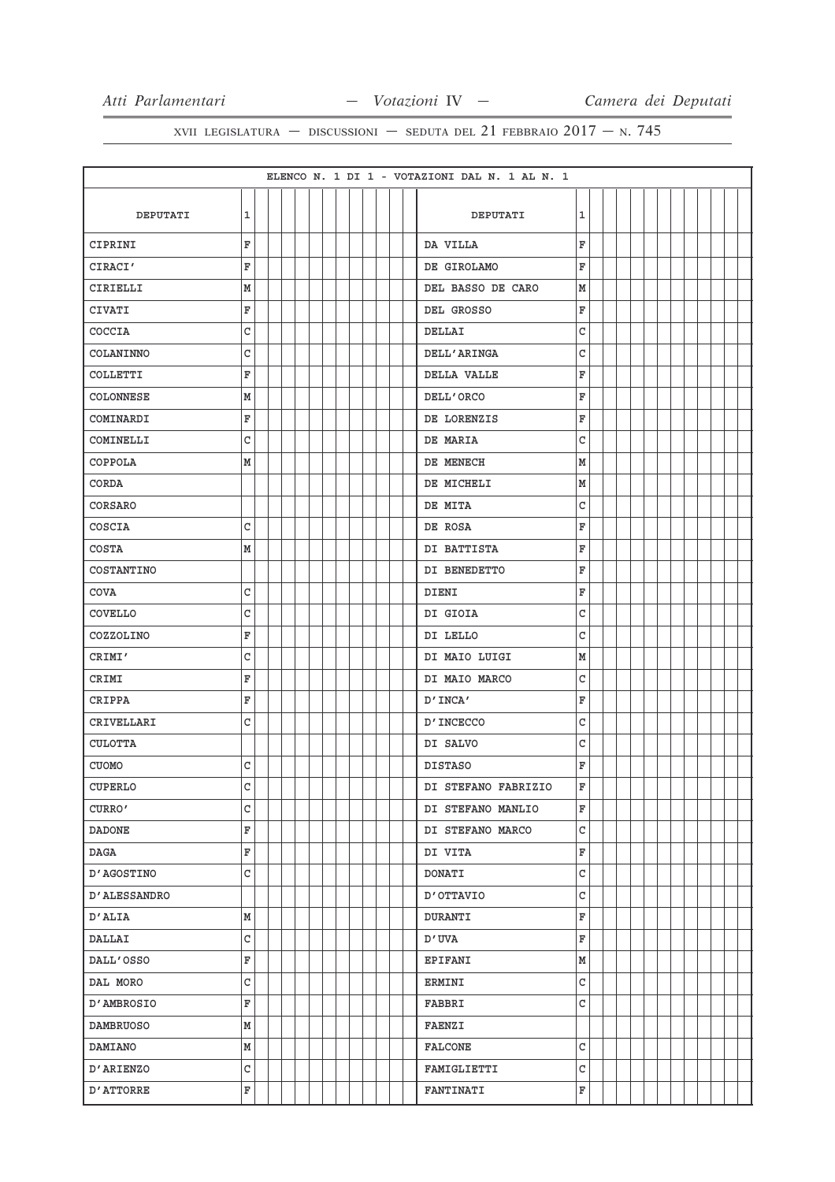ELENCO N. 1 DI 1 - VOTAZIONI DAL N. 1 AL N. 1

| DEPUTATI | 1 | DEPUTATI | 1 |
|---|---|---|---|
| CIPRINI | F | DA VILLA | F |
| CIRACI' | F | DE GIROLAMO | F |
| CIRIELLI | M | DEL BASSO DE CARO | M |
| CIVATI | F | DEL GROSSO | F |
| COCCIA | C | DELLAI | C |
| COLANINNO | C | DELL'ARINGA | C |
| COLLETTI | F | DELLA VALLE | F |
| COLONNESE | M | DELL'ORCO | F |
| COMINARDI | F | DE LORENZIS | F |
| COMINELLI | C | DE MARIA | C |
| COPPOLA | M | DE MENECH | M |
| CORDA | | DE MICHELI | M |
| CORSARO | | DE MITA | C |
| COSCIA | C | DE ROSA | F |
| COSTA | M | DI BATTISTA | F |
| COSTANTINO | | DI BENEDETTO | F |
| COVA | C | DIENI | F |
| COVELLO | C | DI GIOIA | C |
| COZZOLINO | F | DI LELLO | C |
| CRIMI' | C | DI MAIO LUIGI | M |
| CRIMI | F | DI MAIO MARCO | C |
| CRIPPA | F | D'INCA' | F |
| CRIVELLARI | C | D'INCECCO | C |
| CULOTTA | | DI SALVO | C |
| CUOMO | C | DISTASO | F |
| CUPERLO | C | DI STEFANO FABRIZIO | F |
| CURRO' | C | DI STEFANO MANLIO | F |
| DADONE | F | DI STEFANO MARCO | C |
| DAGA | F | DI VITA | F |
| D'AGOSTINO | C | DONATI | C |
| D'ALESSANDRO | | D'OTTAVIO | C |
| D'ALIA | M | DURANTI | F |
| DALLAI | C | D'UVA | F |
| DALL'OSSO | F | EPIFANI | M |
| DAL MORO | C | ERMINI | C |
| D'AMBROSIO | F | FABBRI | C |
| DAMBRUOSO | M | FAENZI | |
| DAMIANO | M | FALCONE | C |
| D'ARIENZO | C | FAMIGLIETTI | C |
| D'ATTORRE | F | FANTINATI | F |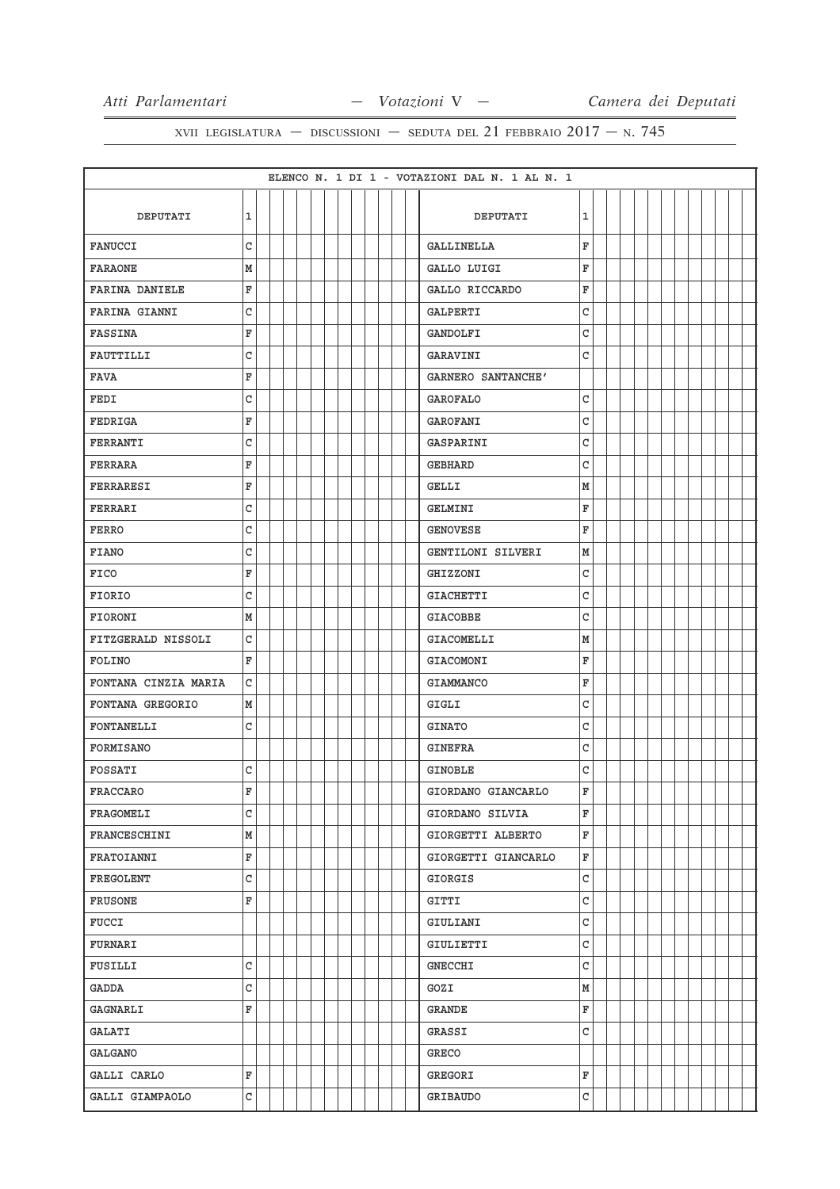ELENCO N. 1 DI 1 - VOTAZIONI DAL N. 1 AL N. 1

| DEPUTATI | 1 | DEPUTATI | 1 |
|---|---|---|---|
| FANUCCI | C | GALLINELLA | F |
| FARAONE | M | GALLO LUIGI | F |
| FARINA DANIELE | F | GALLO RICCARDO | F |
| FARINA GIANNI | C | GALPERTI | C |
| FASSINA | F | GANDOLFI | C |
| FAUTTILLI | C | GARAVINI | C |
| FAVA | F | GARNERO SANTANCHE' | |
| FEDI | C | GAROFALO | C |
| FEDRIGA | F | GAROFANI | C |
| FERRANTI | C | GASPARINI | C |
| FERRARA | F | GEBHARD | C |
| FERRARESI | F | GELLI | M |
| FERRARI | C | GELMINI | F |
| FERRO | C | GENOVESE | F |
| FIANO | C | GENTILONI SILVERI | M |
| FICO | F | GHIZZONI | C |
| FIORIO | C | GIACHETTI | C |
| FIORONI | M | GIACOBBE | C |
| FITZGERALD NISSOLI | C | GIACOMELLI | M |
| FOLINO | F | GIACOMONI | F |
| FONTANA CINZIA MARIA | C | GIAMMANCO | F |
| FONTANA GREGORIO | M | GIGLI | C |
| FONTANELLI | C | GINATO | C |
| FORMISANO | | GINEFRA | C |
| FOSSATI | C | GINOBLE | C |
| FRACCARO | F | GIORDANO GIANCARLO | F |
| FRAGOMELI | C | GIORDANO SILVIA | F |
| FRANCESCHINI | M | GIORGETTI ALBERTO | F |
| FRATOIANNI | F | GIORGETTI GIANCARLO | F |
| FREGOLENT | C | GIORGIS | C |
| FRUSONE | F | GITTI | C |
| FUCCI | | GIULIANI | C |
| FURNARI | | GIULIETTI | C |
| FUSILLI | C | GNECCHI | C |
| GADDA | C | GOZI | M |
| GAGNARLI | F | GRANDE | F |
| GALATI | | GRASSI | C |
| GALGANO | | GRECO | |
| GALLI CARLO | F | GREGORI | F |
| GALLI GIAMPAOLO | C | GRIBAUDO | C |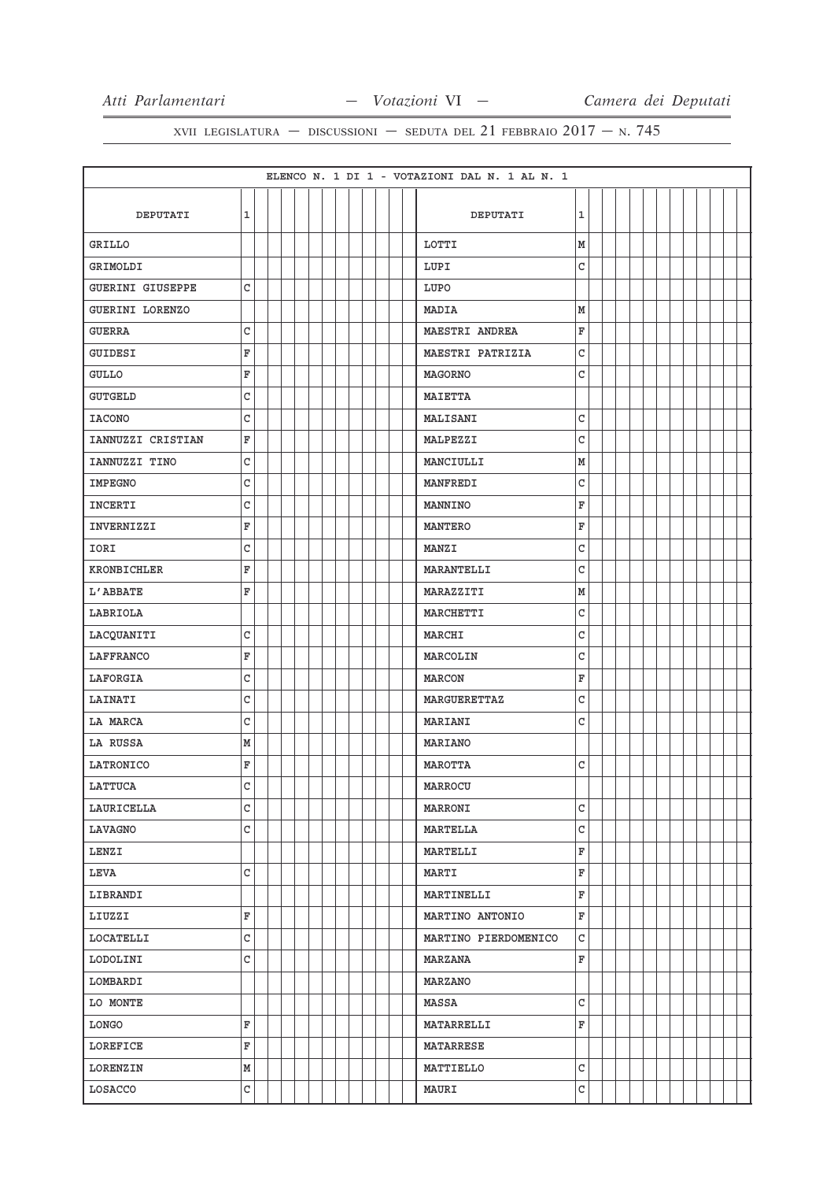| ELENCO N. 1 DI 1 - VOTAZIONI DAL N. 1 AL N. 1 | | | |
|---|---|---|---|
| DEPUTATI | 1 | DEPUTATI | 1 |
| GRILLO | | LOTTI | M |
| GRIMOLDI | | LUPI | C |
| GUERINI GIUSEPPE | C | LUPO | |
| GUERINI LORENZO | | MADIA | M |
| GUERRA | C | MAESTRI ANDREA | F |
| GUIDESI | F | MAESTRI PATRIZIA | C |
| GULLO | F | MAGORNO | C |
| GUTGELD | C | MAIETTA | |
| IACONO | C | MALISANI | C |
| IANNUZZI CRISTIAN | F | MALPEZZI | C |
| IANNUZZI TINO | C | MANCIULLI | M |
| IMPEGNO | C | MANFREDI | C |
| INCERTI | C | MANNINO | F |
| INVERNIZZI | F | MANTERO | F |
| IORI | C | MANZI | C |
| KRONBICHLER | F | MARANTELLI | C |
| L'ABBATE | F | MARAZZITI | M |
| LABRIOLA | | MARCHETTI | C |
| LACQUANITI | C | MARCHI | C |
| LAFFRANCO | F | MARCOLIN | C |
| LAFORGIA | C | MARCON | F |
| LAINATI | C | MARGUERETTAZ | C |
| LA MARCA | C | MARIANI | C |
| LA RUSSA | M | MARIANO | |
| LATRONICO | F | MAROTTA | C |
| LATTUCA | C | MARROCU | |
| LAURICELLA | C | MARRONI | C |
| LAVAGNO | C | MARTELLA | C |
| LENZI | | MARTELLI | F |
| LEVA | C | MARTI | F |
| LIBRANDI | | MARTINELLI | F |
| LIUZZI | F | MARTINO ANTONIO | F |
| LOCATELLI | C | MARTINO PIERDOMENICO | C |
| LODOLINI | C | MARZANA | F |
| LOMBARDI | | MARZANO | |
| LO MONTE | | MASSA | C |
| LONGO | F | MATARRELLI | F |
| LOREFICE | F | MATARRESE | |
| LORENZIN | M | MATTIELLO | C |
| LOSACCO | C | MAURI | C |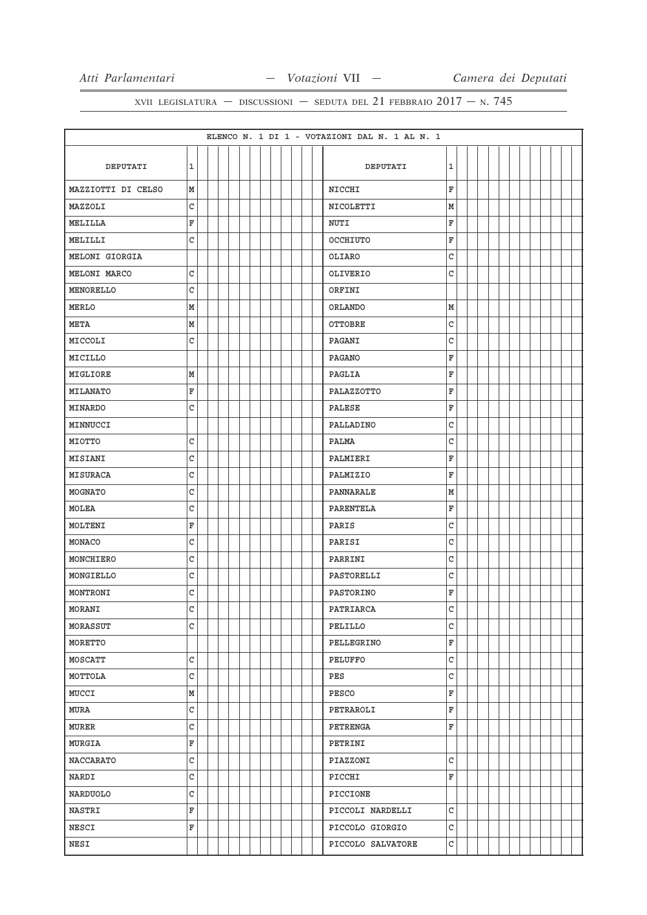ELENCO N. 1 DI 1 - VOTAZIONI DAL N. 1 AL N. 1

| DEPUTATI | 1 | DEPUTATI | 1 |
|---|---|---|---|
| MAZZIOTTI DI CELSO | M | NICCHI | F |
| MAZZOLI | C | NICOLETTI | M |
| MELILLA | F | NUTI | F |
| MELILLI | C | OCCHIUTO | F |
| MELONI GIORGIA | | OLIARO | C |
| MELONI MARCO | C | OLIVERIO | C |
| MENORELLO | C | ORFINI | |
| MERLO | M | ORLANDO | M |
| META | M | OTTOBRE | C |
| MICCOLI | C | PAGANI | C |
| MICILLO | | PAGANO | F |
| MIGLIORE | M | PAGLIA | F |
| MILANATO | F | PALAZZOTTO | F |
| MINARDO | C | PALESE | F |
| MINNUCCI | | PALLADINO | C |
| MIOTTO | C | PALMA | C |
| MISIANI | C | PALMIERI | F |
| MISURACA | C | PALMIZIO | F |
| MOGNATO | C | PANNARALE | M |
| MOLEA | C | PARENTELA | F |
| MOLTENI | F | PARIS | C |
| MONACO | C | PARISI | C |
| MONCHIERO | C | PARRINI | C |
| MONGIELLO | C | PASTORELLI | C |
| MONTRONI | C | PASTORINO | F |
| MORANI | C | PATRIARCA | C |
| MORASSUT | C | PELILLO | C |
| MORETTO | | PELLEGRINO | F |
| MOSCATT | C | PELUFFO | C |
| MOTTOLA | C | PES | C |
| MUCCI | M | PESCO | F |
| MURA | C | PETRAROLI | F |
| MURER | C | PETRENGA | F |
| MURGIA | F | PETRINI | |
| NACCARATO | C | PIAZZONI | C |
| NARDI | C | PICCHI | F |
| NARDUOLO | C | PICCIONE | |
| NASTRI | F | PICCOLI NARDELLI | C |
| NESCI | F | PICCOLO GIORGIO | C |
| NESI | | PICCOLO SALVATORE | C |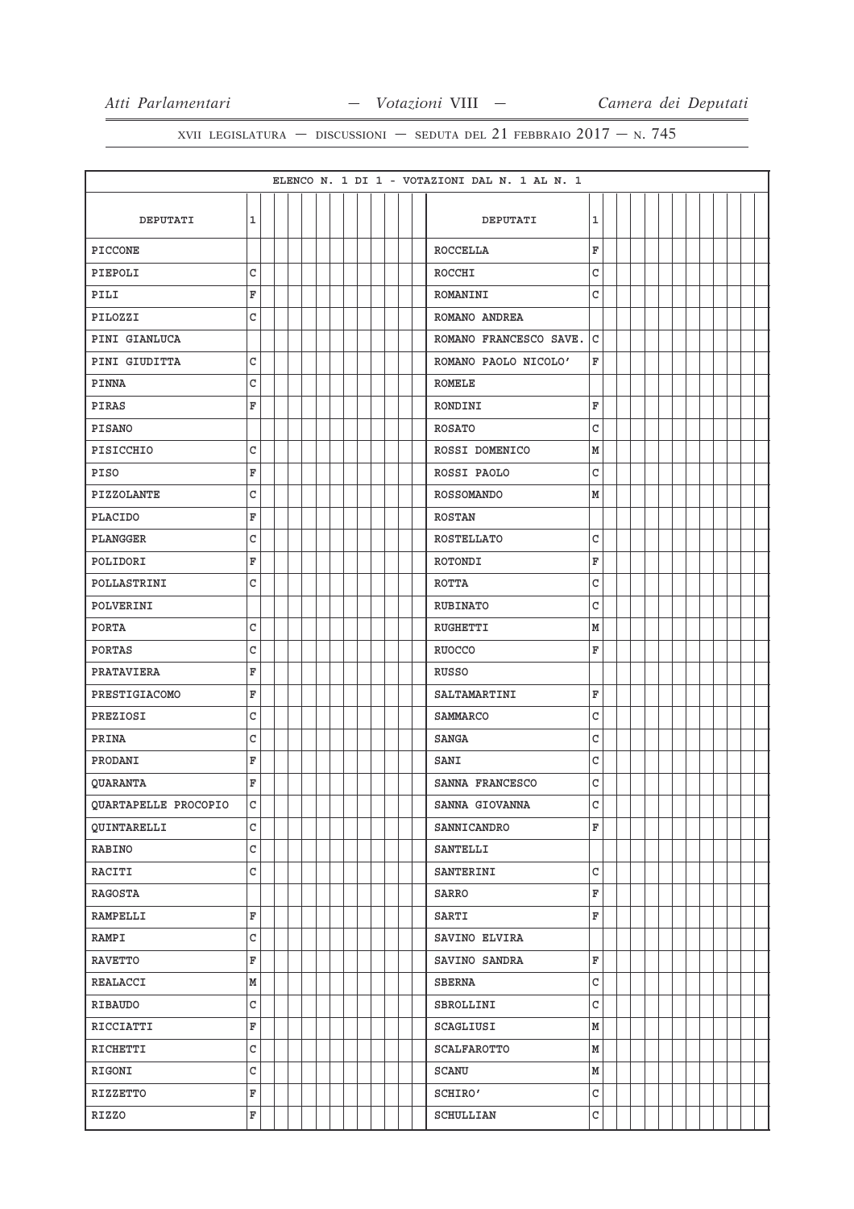ELENCO N. 1 DI 1 - VOTAZIONI DAL N. 1 AL N. 1

| DEPUTATI | 1 | DEPUTATI | 1 |
|---|---|---|---|
| PICCONE | | ROCCELLA | F |
| PIEPOLI | C | ROCCHI | C |
| PILI | F | ROMANINI | C |
| PILOZZI | C | ROMANO ANDREA | |
| PINI GIANLUCA | | ROMANO FRANCESCO SAVE. | C |
| PINI GIUDITTA | C | ROMANO PAOLO NICOLO' | F |
| PINNA | C | ROMELE | |
| PIRAS | F | RONDINI | F |
| PISANO | | ROSATO | C |
| PISICCHIO | C | ROSSI DOMENICO | M |
| PISO | F | ROSSI PAOLO | C |
| PIZZOLANTE | C | ROSSOMANDO | M |
| PLACIDO | F | ROSTAN | |
| PLANGGER | C | ROSTELLATO | C |
| POLIDORI | F | ROTONDI | F |
| POLLASTRINI | C | ROTTA | C |
| POLVERINI | | RUBINATO | C |
| PORTA | C | RUGHETTI | M |
| PORTAS | C | RUOCCO | F |
| PRATAVIERA | F | RUSSO | |
| PRESTIGIACOMO | F | SALTAMARTINI | F |
| PREZIOSI | C | SAMMARCO | C |
| PRINA | C | SANGA | C |
| PRODANI | F | SANI | C |
| QUARANTA | F | SANNA FRANCESCO | C |
| QUARTAPELLE PROCOPIO | C | SANNA GIOVANNA | C |
| QUINTARELLI | C | SANNICANDRO | F |
| RABINO | C | SANTELLI | |
| RACITI | C | SANTERINI | C |
| RAGOSTA | | SARRO | F |
| RAMPELLI | F | SARTI | F |
| RAMPI | C | SAVINO ELVIRA | |
| RAVETTO | F | SAVINO SANDRA | F |
| REALACCI | M | SBERNA | C |
| RIBAUDO | C | SBROLLINI | C |
| RICCIATTI | F | SCAGLIUSI | M |
| RICHETTI | C | SCALFAROTTO | M |
| RIGONI | C | SCANU | M |
| RIZZETTO | F | SCHIRO' | C |
| RIZZO | F | SCHULLIAN | C |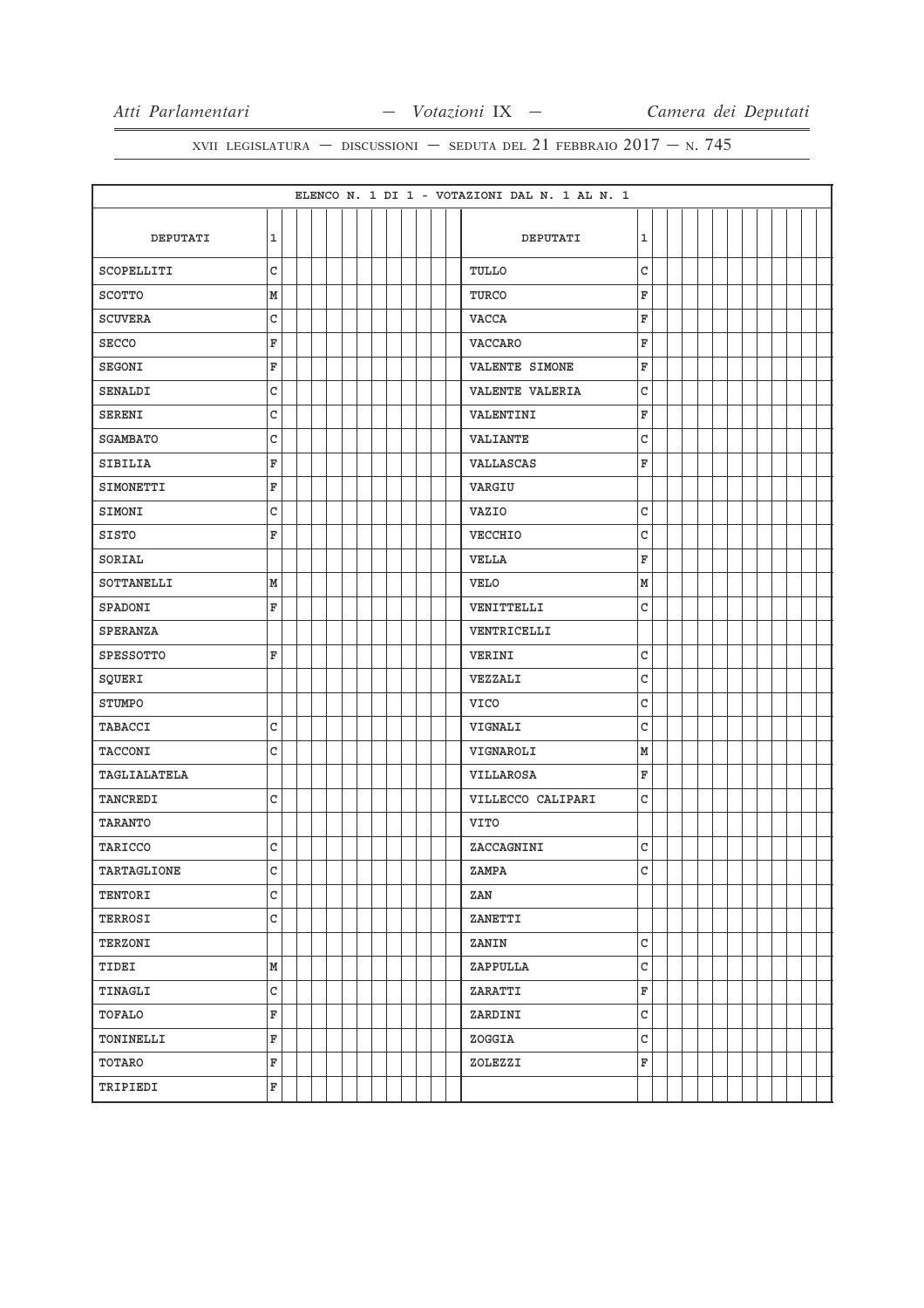ELENCO N. 1 DI 1 - VOTAZIONI DAL N. 1 AL N. 1

| DEPUTATI | 1 | DEPUTATI | 1 |
|---|---|---|---|
| SCOPELLITI | C | TULLO | C |
| SCOTTO | M | TURCO | F |
| SCUVERA | C | VACCA | F |
| SECCO | F | VACCARO | F |
| SEGONI | F | VALENTE SIMONE | F |
| SENALDI | C | VALENTE VALERIA | C |
| SERENI | C | VALENTINI | F |
| SGAMBATO | C | VALIANTE | C |
| SIBILIA | F | VALLASCAS | F |
| SIMONETTI | F | VARGIU | |
| SIMONI | C | VAZIO | C |
| SISTO | F | VECCHIO | C |
| SORIAL | | VELLA | F |
| SOTTANELLI | M | VELO | M |
| SPADONI | F | VENITTELLI | C |
| SPERANZA | | VENTRICELLI | |
| SPESSOTTO | F | VERINI | C |
| SQUERI | | VEZZALI | C |
| STUMPO | | VICO | C |
| TABACCI | C | VIGNALI | C |
| TACCONI | C | VIGNAROLI | M |
| TAGLIALATELA | | VILLAROSA | F |
| TANCREDI | C | VILLECCO CALIPARI | C |
| TARANTO | | VITO | |
| TARICCO | C | ZACCAGNINI | C |
| TARTAGLIONE | C | ZAMPA | C |
| TENTORI | C | ZAN | |
| TERROSI | C | ZANETTI | |
| TERZONI | | ZANIN | C |
| TIDEI | M | ZAPPULLA | C |
| TINAGLI | C | ZARATTI | F |
| TOFALO | F | ZARDINI | C |
| TONINELLI | F | ZOGGIA | C |
| TOTARO | F | ZOLEZZI | F |
| TRIPIEDI | F | | |